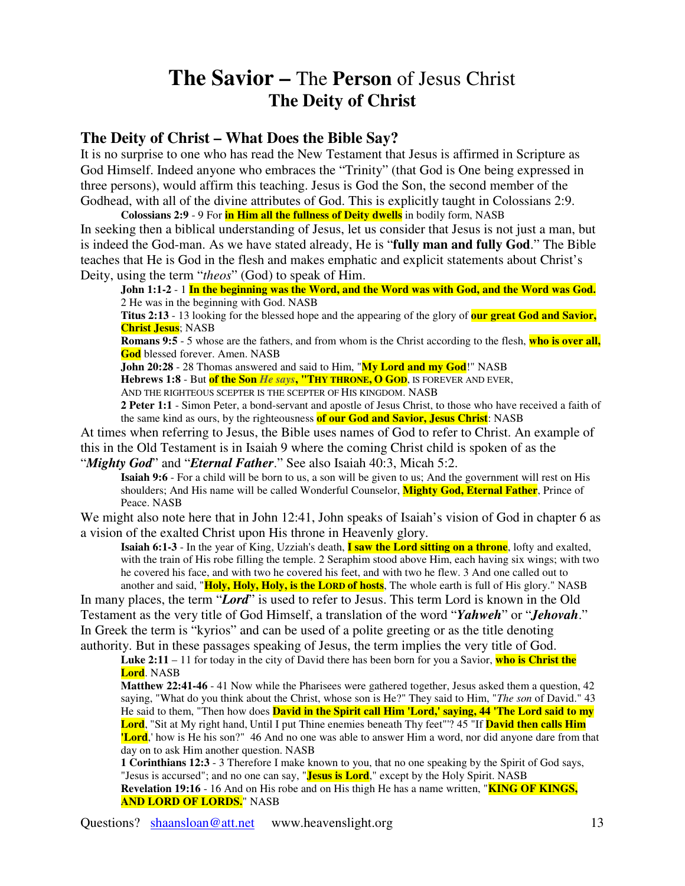# **The Savior –** The **Person** of Jesus Christ
## **The Deity of Christ**

### **The Deity of Christ – What Does the Bible Say?**

It is no surprise to one who has read the New Testament that Jesus is affirmed in Scripture as God Himself. Indeed anyone who embraces the "Trinity" (that God is One being expressed in three persons), would affirm this teaching. Jesus is God the Son, the second member of the Godhead, with all of the divine attributes of God. This is explicitly taught in Colossians 2:9.

> **Colossians 2:9** - 9 For **in Him all the fullness of Deity dwells** in bodily form, NASB

In seeking then a biblical understanding of Jesus, let us consider that Jesus is not just a man, but is indeed the God-man. As we have stated already, He is "**fully man and fully God**." The Bible teaches that He is God in the flesh and makes emphatic and explicit statements about Christ's Deity, using the term "*theos*" (God) to speak of Him.

> **John 1:1-2** - 1 **In the beginning was the Word, and the Word was with God, and the Word was God.** 2 He was in the beginning with God. NASB
>
> **Titus 2:13** - 13 looking for the blessed hope and the appearing of the glory of **our great God and Savior, Christ Jesus**; NASB
>
> **Romans 9:5** - 5 whose are the fathers, and from whom is the Christ according to the flesh, **who is over all, God** blessed forever. Amen. NASB
>
> **John 20:28** - 28 Thomas answered and said to Him, "**My Lord and my God**!" NASB
>
> **Hebrews 1:8** - But **of the Son** ***He says*****, "THY THRONE, O GOD**, IS FOREVER AND EVER, AND THE RIGHTEOUS SCEPTER IS THE SCEPTER OF HIS KINGDOM. NASB
>
> **2 Peter 1:1** - Simon Peter, a bond-servant and apostle of Jesus Christ, to those who have received a faith of the same kind as ours, by the righteousness **of our God and Savior, Jesus Christ**: NASB

At times when referring to Jesus, the Bible uses names of God to refer to Christ. An example of this in the Old Testament is in Isaiah 9 where the coming Christ child is spoken of as the "***Mighty God***" and "***Eternal Father***." See also Isaiah 40:3, Micah 5:2.

> **Isaiah 9:6** - For a child will be born to us, a son will be given to us; And the government will rest on His shoulders; And His name will be called Wonderful Counselor, **Mighty God, Eternal Father**, Prince of Peace. NASB

We might also note here that in John 12:41, John speaks of Isaiah's vision of God in chapter 6 as a vision of the exalted Christ upon His throne in Heavenly glory.

> **Isaiah 6:1-3** - In the year of King, Uzziah's death, **I saw the Lord sitting on a throne**, lofty and exalted, with the train of His robe filling the temple. 2 Seraphim stood above Him, each having six wings; with two he covered his face, and with two he covered his feet, and with two he flew. 3 And one called out to another and said, "**Holy, Holy, Holy, is the LORD of hosts**, The whole earth is full of His glory." NASB

In many places, the term "***Lord***" is used to refer to Jesus. This term Lord is known in the Old Testament as the very title of God Himself, a translation of the word "***Yahweh***" or "***Jehovah***." In Greek the term is "kyrios" and can be used of a polite greeting or as the title denoting authority. But in these passages speaking of Jesus, the term implies the very title of God.

> **Luke 2:11** – 11 for today in the city of David there has been born for you a Savior, **who is Christ the Lord**. NASB
>
> **Matthew 22:41-46** - 41 Now while the Pharisees were gathered together, Jesus asked them a question, 42 saying, "What do you think about the Christ, whose son is He?" They said to Him, "*The son* of David." 43 He said to them, "Then how does **David in the Spirit call Him 'Lord,' saying, 44 'The Lord said to my Lord**, "Sit at My right hand, Until I put Thine enemies beneath Thy feet"'? 45 "If **David then calls Him 'Lord**,' how is He his son?" 46 And no one was able to answer Him a word, nor did anyone dare from that day on to ask Him another question. NASB
>
> **1 Corinthians 12:3** - 3 Therefore I make known to you, that no one speaking by the Spirit of God says, "Jesus is accursed"; and no one can say, "**Jesus is Lord**," except by the Holy Spirit. NASB
>
> **Revelation 19:16** - 16 And on His robe and on His thigh He has a name written, "**KING OF KINGS, AND LORD OF LORDS.**" NASB

Questions? shaansloan@att.net www.heavenslight.org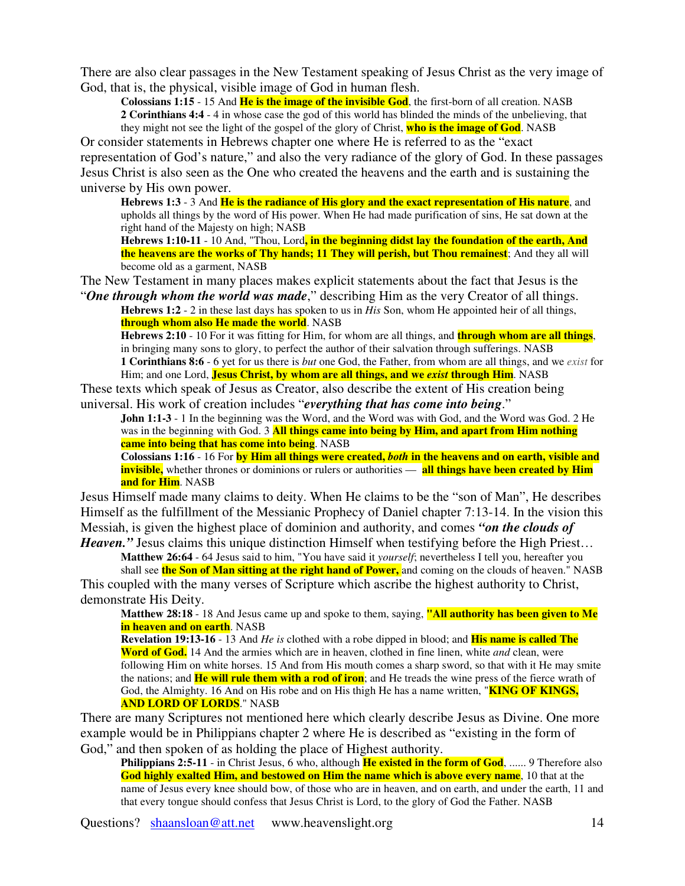There are also clear passages in the New Testament speaking of Jesus Christ as the very image of God, that is, the physical, visible image of God in human flesh.

> **Colossians 1:15** - 15 And **He is the image of the invisible God**, the first-born of all creation. NASB
>
> **2 Corinthians 4:4** - 4 in whose case the god of this world has blinded the minds of the unbelieving, that they might not see the light of the gospel of the glory of Christ, **who is the image of God**. NASB

Or consider statements in Hebrews chapter one where He is referred to as the "exact representation of God's nature," and also the very radiance of the glory of God. In these passages Jesus Christ is also seen as the One who created the heavens and the earth and is sustaining the universe by His own power.

> **Hebrews 1:3** - 3 And **He is the radiance of His glory and the exact representation of His nature**, and upholds all things by the word of His power. When He had made purification of sins, He sat down at the right hand of the Majesty on high; NASB
>
> **Hebrews 1:10-11** - 10 And, "Thou, Lord**, in the beginning didst lay the foundation of the earth, And the heavens are the works of Thy hands; 11 They will perish, but Thou remainest**; And they all will become old as a garment, NASB

The New Testament in many places makes explicit statements about the fact that Jesus is the "***One through whom the world was made***," describing Him as the very Creator of all things.

> **Hebrews 1:2** - 2 in these last days has spoken to us in *His* Son, whom He appointed heir of all things, **through whom also He made the world**. NASB
>
> **Hebrews 2:10** - 10 For it was fitting for Him, for whom are all things, and **through whom are all things**, in bringing many sons to glory, to perfect the author of their salvation through sufferings. NASB
>
> **1 Corinthians 8:6** - 6 yet for us there is *but* one God, the Father, from whom are all things, and we *exist* for Him; and one Lord, **Jesus Christ, by whom are all things, and we *exist* through Him**. NASB

These texts which speak of Jesus as Creator, also describe the extent of His creation being universal. His work of creation includes "***everything that has come into being***."

> **John 1:1-3** - 1 In the beginning was the Word, and the Word was with God, and the Word was God. 2 He was in the beginning with God. 3 **All things came into being by Him, and apart from Him nothing came into being that has come into being**. NASB
>
> **Colossians 1:16** - 16 For **by Him all things were created, *both* in the heavens and on earth, visible and invisible,** whether thrones or dominions or rulers or authorities — **all things have been created by Him and for Him**. NASB

Jesus Himself made many claims to deity. When He claims to be the "son of Man", He describes Himself as the fulfillment of the Messianic Prophecy of Daniel chapter 7:13-14. In the vision this Messiah, is given the highest place of dominion and authority, and comes ***"on the clouds of Heaven."*** Jesus claims this unique distinction Himself when testifying before the High Priest…

> **Matthew 26:64** - 64 Jesus said to him, "You have said it *yourself*; nevertheless I tell you, hereafter you shall see **the Son of Man sitting at the right hand of Power,** and coming on the clouds of heaven." NASB

This coupled with the many verses of Scripture which ascribe the highest authority to Christ, demonstrate His Deity.

> **Matthew 28:18** - 18 And Jesus came up and spoke to them, saying, **"All authority has been given to Me in heaven and on earth**. NASB
>
> **Revelation 19:13-16** - 13 And *He is* clothed with a robe dipped in blood; and **His name is called The Word of God.** 14 And the armies which are in heaven, clothed in fine linen, white *and* clean, were following Him on white horses. 15 And from His mouth comes a sharp sword, so that with it He may smite the nations; and **He will rule them with a rod of iron**; and He treads the wine press of the fierce wrath of God, the Almighty. 16 And on His robe and on His thigh He has a name written, "**KING OF KINGS, AND LORD OF LORDS**." NASB

There are many Scriptures not mentioned here which clearly describe Jesus as Divine. One more example would be in Philippians chapter 2 where He is described as "existing in the form of God," and then spoken of as holding the place of Highest authority.

> **Philippians 2:5-11** - in Christ Jesus, 6 who, although **He existed in the form of God**, ...... 9 Therefore also **God highly exalted Him, and bestowed on Him the name which is above every name**, 10 that at the name of Jesus every knee should bow, of those who are in heaven, and on earth, and under the earth, 11 and that every tongue should confess that Jesus Christ is Lord, to the glory of God the Father. NASB

Questions? shaansloan@att.net www.heavenslight.org